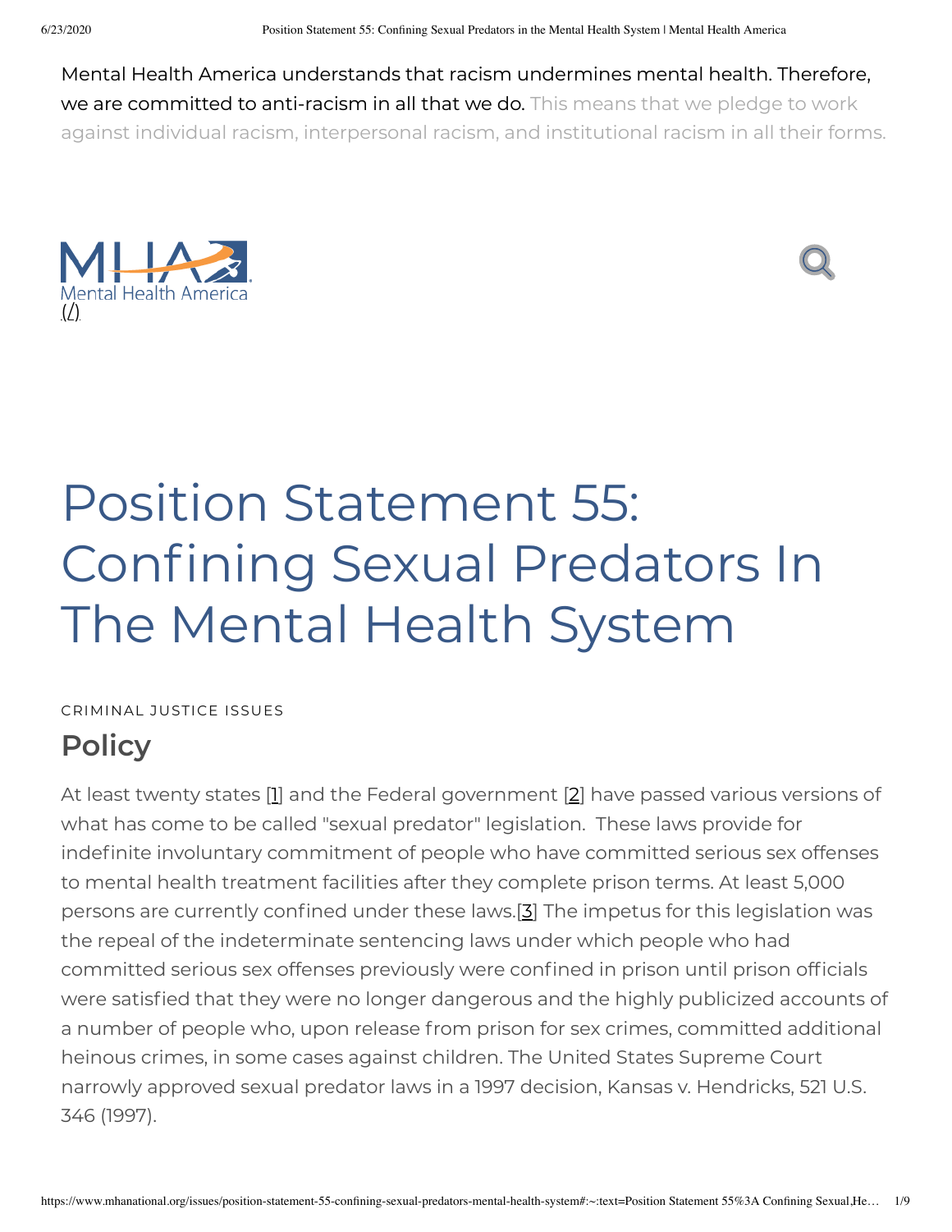Mental Health America understands that racism undermines mental health. Therefore, we are committed to anti-racism in all that we do. This means that we pledge to work against individual racism, interpersonal racism, and institutional racism in all their forms.

Mental Health America
(/)

# Position Statement 55: Confining Sexual Predators In The Mental Health System

CRIMINAL JUSTICE ISSUES

## Policy

At least twenty states [1] and the Federal government [2] have passed various versions of what has come to be called "sexual predator" legislation. These laws provide for indefinite involuntary commitment of people who have committed serious sex offenses to mental health treatment facilities after they complete prison terms. At least 5,000 persons are currently confined under these laws.[3] The impetus for this legislation was the repeal of the indeterminate sentencing laws under which people who had committed serious sex offenses previously were confined in prison until prison officials were satisfied that they were no longer dangerous and the highly publicized accounts of a number of people who, upon release from prison for sex crimes, committed additional heinous crimes, in some cases against children. The United States Supreme Court narrowly approved sexual predator laws in a 1997 decision, Kansas v. Hendricks, 521 U.S. 346 (1997).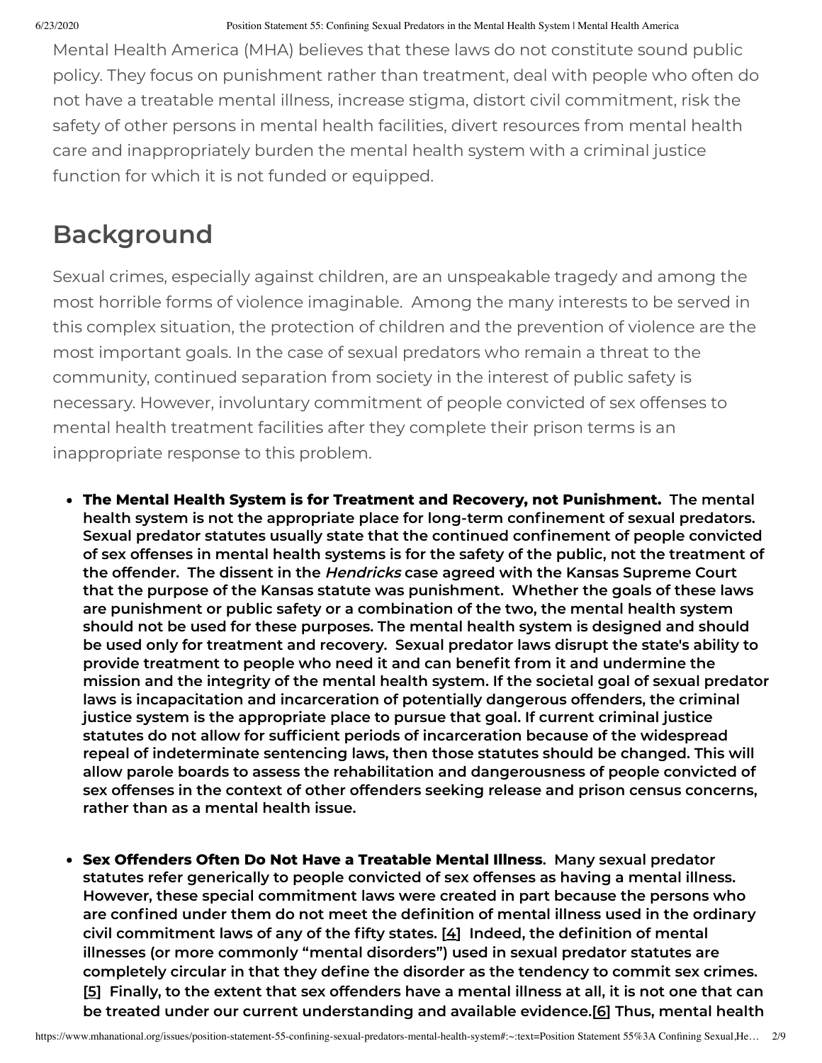Mental Health America (MHA) believes that these laws do not constitute sound public policy. They focus on punishment rather than treatment, deal with people who often do not have a treatable mental illness, increase stigma, distort civil commitment, risk the safety of other persons in mental health facilities, divert resources from mental health care and inappropriately burden the mental health system with a criminal justice function for which it is not funded or equipped.

## Background

Sexual crimes, especially against children, are an unspeakable tragedy and among the most horrible forms of violence imaginable. Among the many interests to be served in this complex situation, the protection of children and the prevention of violence are the most important goals. In the case of sexual predators who remain a threat to the community, continued separation from society in the interest of public safety is necessary. However, involuntary commitment of people convicted of sex offenses to mental health treatment facilities after they complete their prison terms is an inappropriate response to this problem.

- **The Mental Health System is for Treatment and Recovery, not Punishment. The mental health system is not the appropriate place for long-term confinement of sexual predators. Sexual predator statutes usually state that the continued confinement of people convicted of sex offenses in mental health systems is for the safety of the public, not the treatment of the offender. The dissent in the *Hendricks* case agreed with the Kansas Supreme Court that the purpose of the Kansas statute was punishment. Whether the goals of these laws are punishment or public safety or a combination of the two, the mental health system should not be used for these purposes. The mental health system is designed and should be used only for treatment and recovery. Sexual predator laws disrupt the state's ability to provide treatment to people who need it and can benefit from it and undermine the mission and the integrity of the mental health system. If the societal goal of sexual predator laws is incapacitation and incarceration of potentially dangerous offenders, the criminal justice system is the appropriate place to pursue that goal. If current criminal justice statutes do not allow for sufficient periods of incarceration because of the widespread repeal of indeterminate sentencing laws, then those statutes should be changed. This will allow parole boards to assess the rehabilitation and dangerousness of people convicted of sex offenses in the context of other offenders seeking release and prison census concerns, rather than as a mental health issue.**

- **Sex Offenders Often Do Not Have a Treatable Mental Illness. Many sexual predator statutes refer generically to people convicted of sex offenses as having a mental illness. However, these special commitment laws were created in part because the persons who are confined under them do not meet the definition of mental illness used in the ordinary civil commitment laws of any of the fifty states. [4] Indeed, the definition of mental illnesses (or more commonly "mental disorders") used in sexual predator statutes are completely circular in that they define the disorder as the tendency to commit sex crimes. [5] Finally, to the extent that sex offenders have a mental illness at all, it is not one that can be treated under our current understanding and available evidence.[6] Thus, mental health**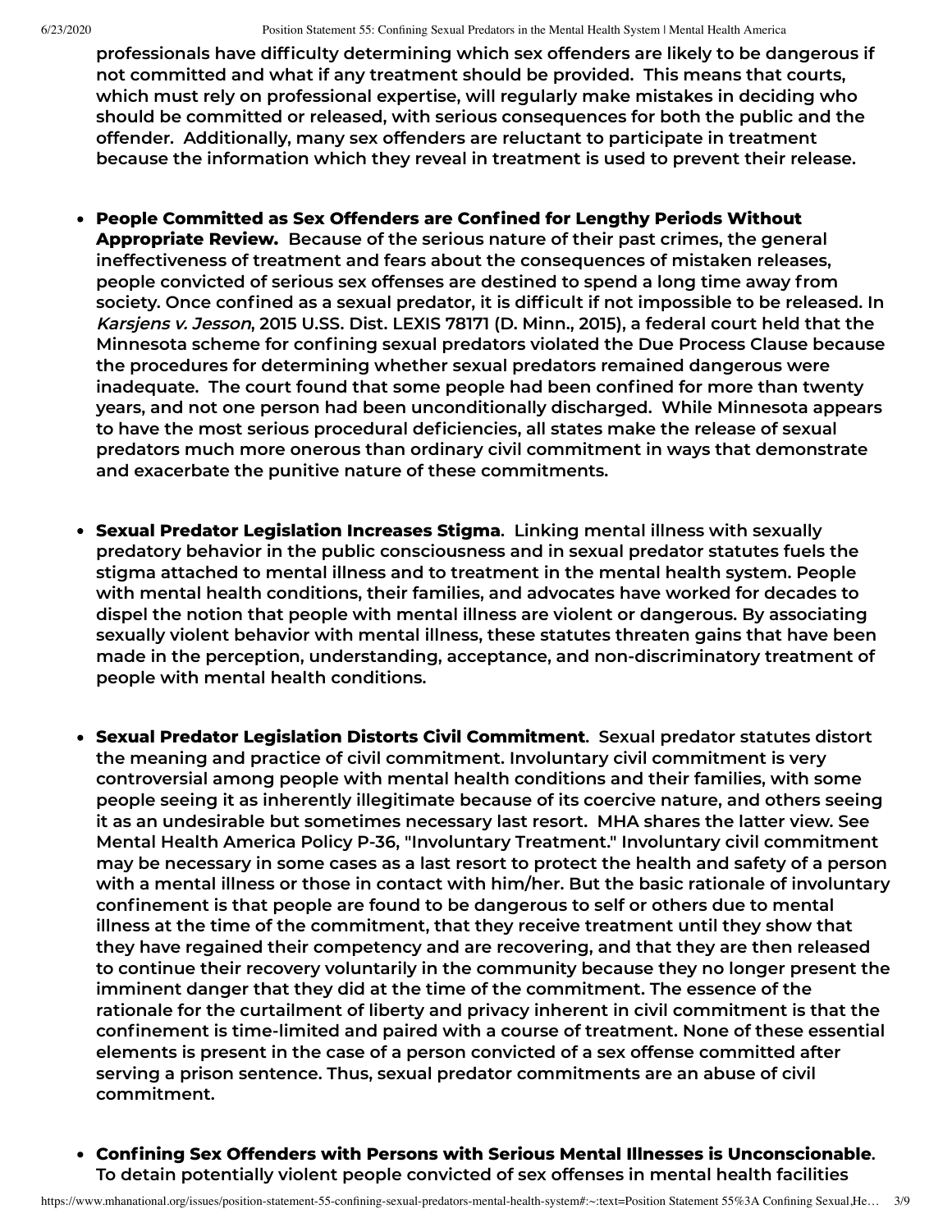professionals have difficulty determining which sex offenders are likely to be dangerous if not committed and what if any treatment should be provided. This means that courts, which must rely on professional expertise, will regularly make mistakes in deciding who should be committed or released, with serious consequences for both the public and the offender. Additionally, many sex offenders are reluctant to participate in treatment because the information which they reveal in treatment is used to prevent their release.

- **People Committed as Sex Offenders are Confined for Lengthy Periods Without Appropriate Review.** Because of the serious nature of their past crimes, the general ineffectiveness of treatment and fears about the consequences of mistaken releases, people convicted of serious sex offenses are destined to spend a long time away from society. Once confined as a sexual predator, it is difficult if not impossible to be released. In *Karsjens v. Jesson*, 2015 U.SS. Dist. LEXIS 78171 (D. Minn., 2015), a federal court held that the Minnesota scheme for confining sexual predators violated the Due Process Clause because the procedures for determining whether sexual predators remained dangerous were inadequate. The court found that some people had been confined for more than twenty years, and not one person had been unconditionally discharged. While Minnesota appears to have the most serious procedural deficiencies, all states make the release of sexual predators much more onerous than ordinary civil commitment in ways that demonstrate and exacerbate the punitive nature of these commitments.

- **Sexual Predator Legislation Increases Stigma**. Linking mental illness with sexually predatory behavior in the public consciousness and in sexual predator statutes fuels the stigma attached to mental illness and to treatment in the mental health system. People with mental health conditions, their families, and advocates have worked for decades to dispel the notion that people with mental illness are violent or dangerous. By associating sexually violent behavior with mental illness, these statutes threaten gains that have been made in the perception, understanding, acceptance, and non-discriminatory treatment of people with mental health conditions.

- **Sexual Predator Legislation Distorts Civil Commitment**. Sexual predator statutes distort the meaning and practice of civil commitment. Involuntary civil commitment is very controversial among people with mental health conditions and their families, with some people seeing it as inherently illegitimate because of its coercive nature, and others seeing it as an undesirable but sometimes necessary last resort. MHA shares the latter view. See Mental Health America Policy P-36, "Involuntary Treatment." Involuntary civil commitment may be necessary in some cases as a last resort to protect the health and safety of a person with a mental illness or those in contact with him/her. But the basic rationale of involuntary confinement is that people are found to be dangerous to self or others due to mental illness at the time of the commitment, that they receive treatment until they show that they have regained their competency and are recovering, and that they are then released to continue their recovery voluntarily in the community because they no longer present the imminent danger that they did at the time of the commitment. The essence of the rationale for the curtailment of liberty and privacy inherent in civil commitment is that the confinement is time-limited and paired with a course of treatment. None of these essential elements is present in the case of a person convicted of a sex offense committed after serving a prison sentence. Thus, sexual predator commitments are an abuse of civil commitment.

- **Confining Sex Offenders with Persons with Serious Mental Illnesses is Unconscionable**. To detain potentially violent people convicted of sex offenses in mental health facilities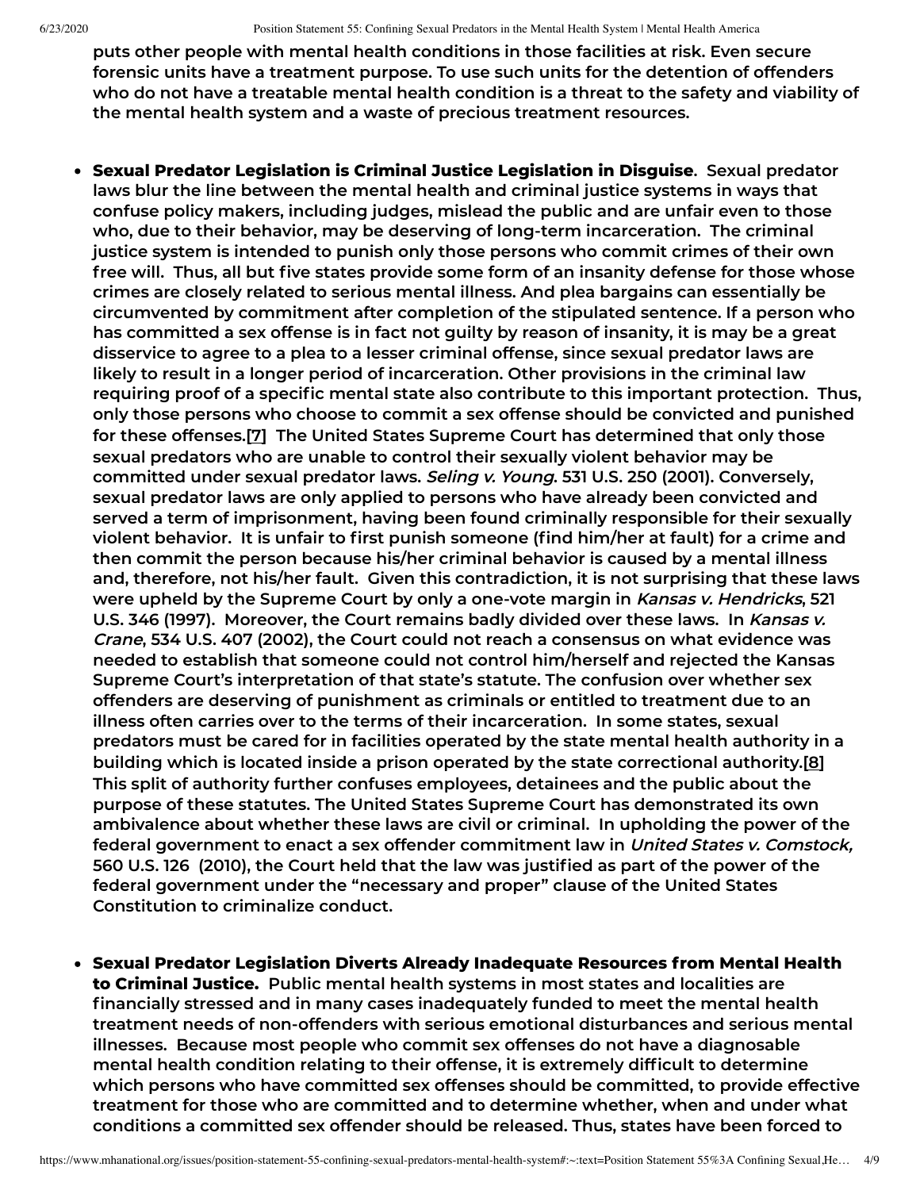puts other people with mental health conditions in those facilities at risk. Even secure forensic units have a treatment purpose. To use such units for the detention of offenders who do not have a treatable mental health condition is a threat to the safety and viability of the mental health system and a waste of precious treatment resources.

- **Sexual Predator Legislation is Criminal Justice Legislation in Disguise**. Sexual predator laws blur the line between the mental health and criminal justice systems in ways that confuse policy makers, including judges, mislead the public and are unfair even to those who, due to their behavior, may be deserving of long-term incarceration. The criminal justice system is intended to punish only those persons who commit crimes of their own free will. Thus, all but five states provide some form of an insanity defense for those whose crimes are closely related to serious mental illness. And plea bargains can essentially be circumvented by commitment after completion of the stipulated sentence. If a person who has committed a sex offense is in fact not guilty by reason of insanity, it is may be a great disservice to agree to a plea to a lesser criminal offense, since sexual predator laws are likely to result in a longer period of incarceration. Other provisions in the criminal law requiring proof of a specific mental state also contribute to this important protection. Thus, only those persons who choose to commit a sex offense should be convicted and punished for these offenses.[7] The United States Supreme Court has determined that only those sexual predators who are unable to control their sexually violent behavior may be committed under sexual predator laws. *Seling v. Young*. 531 U.S. 250 (2001). Conversely, sexual predator laws are only applied to persons who have already been convicted and served a term of imprisonment, having been found criminally responsible for their sexually violent behavior. It is unfair to first punish someone (find him/her at fault) for a crime and then commit the person because his/her criminal behavior is caused by a mental illness and, therefore, not his/her fault. Given this contradiction, it is not surprising that these laws were upheld by the Supreme Court by only a one-vote margin in *Kansas v. Hendricks*, 521 U.S. 346 (1997). Moreover, the Court remains badly divided over these laws. In *Kansas v. Crane*, 534 U.S. 407 (2002), the Court could not reach a consensus on what evidence was needed to establish that someone could not control him/herself and rejected the Kansas Supreme Court's interpretation of that state's statute. The confusion over whether sex offenders are deserving of punishment as criminals or entitled to treatment due to an illness often carries over to the terms of their incarceration. In some states, sexual predators must be cared for in facilities operated by the state mental health authority in a building which is located inside a prison operated by the state correctional authority.[8] This split of authority further confuses employees, detainees and the public about the purpose of these statutes. The United States Supreme Court has demonstrated its own ambivalence about whether these laws are civil or criminal. In upholding the power of the federal government to enact a sex offender commitment law in *United States v. Comstock,* 560 U.S. 126 (2010), the Court held that the law was justified as part of the power of the federal government under the "necessary and proper" clause of the United States Constitution to criminalize conduct.

- **Sexual Predator Legislation Diverts Already Inadequate Resources from Mental Health to Criminal Justice.** Public mental health systems in most states and localities are financially stressed and in many cases inadequately funded to meet the mental health treatment needs of non-offenders with serious emotional disturbances and serious mental illnesses. Because most people who commit sex offenses do not have a diagnosable mental health condition relating to their offense, it is extremely difficult to determine which persons who have committed sex offenses should be committed, to provide effective treatment for those who are committed and to determine whether, when and under what conditions a committed sex offender should be released. Thus, states have been forced to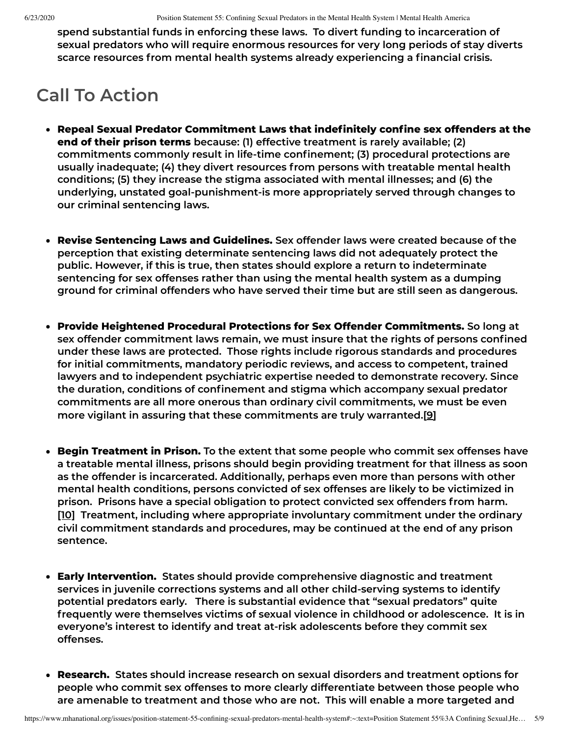spend substantial funds in enforcing these laws. To divert funding to incarceration of sexual predators who will require enormous resources for very long periods of stay diverts scarce resources from mental health systems already experiencing a financial crisis.

## Call To Action

- **Repeal Sexual Predator Commitment Laws that indefinitely confine sex offenders at the end of their prison terms** because: (1) effective treatment is rarely available; (2) commitments commonly result in life-time confinement; (3) procedural protections are usually inadequate; (4) they divert resources from persons with treatable mental health conditions; (5) they increase the stigma associated with mental illnesses; and (6) the underlying, unstated goal-punishment-is more appropriately served through changes to our criminal sentencing laws.

- **Revise Sentencing Laws and Guidelines.** Sex offender laws were created because of the perception that existing determinate sentencing laws did not adequately protect the public. However, if this is true, then states should explore a return to indeterminate sentencing for sex offenses rather than using the mental health system as a dumping ground for criminal offenders who have served their time but are still seen as dangerous.

- **Provide Heightened Procedural Protections for Sex Offender Commitments.** So long at sex offender commitment laws remain, we must insure that the rights of persons confined under these laws are protected. Those rights include rigorous standards and procedures for initial commitments, mandatory periodic reviews, and access to competent, trained lawyers and to independent psychiatric expertise needed to demonstrate recovery. Since the duration, conditions of confinement and stigma which accompany sexual predator commitments are all more onerous than ordinary civil commitments, we must be even more vigilant in assuring that these commitments are truly warranted.[9]

- **Begin Treatment in Prison.** To the extent that some people who commit sex offenses have a treatable mental illness, prisons should begin providing treatment for that illness as soon as the offender is incarcerated. Additionally, perhaps even more than persons with other mental health conditions, persons convicted of sex offenses are likely to be victimized in prison. Prisons have a special obligation to protect convicted sex offenders from harm. [10] Treatment, including where appropriate involuntary commitment under the ordinary civil commitment standards and procedures, may be continued at the end of any prison sentence.

- **Early Intervention.** States should provide comprehensive diagnostic and treatment services in juvenile corrections systems and all other child-serving systems to identify potential predators early. There is substantial evidence that "sexual predators" quite frequently were themselves victims of sexual violence in childhood or adolescence. It is in everyone's interest to identify and treat at-risk adolescents before they commit sex offenses.

- **Research.** States should increase research on sexual disorders and treatment options for people who commit sex offenses to more clearly differentiate between those people who are amenable to treatment and those who are not. This will enable a more targeted and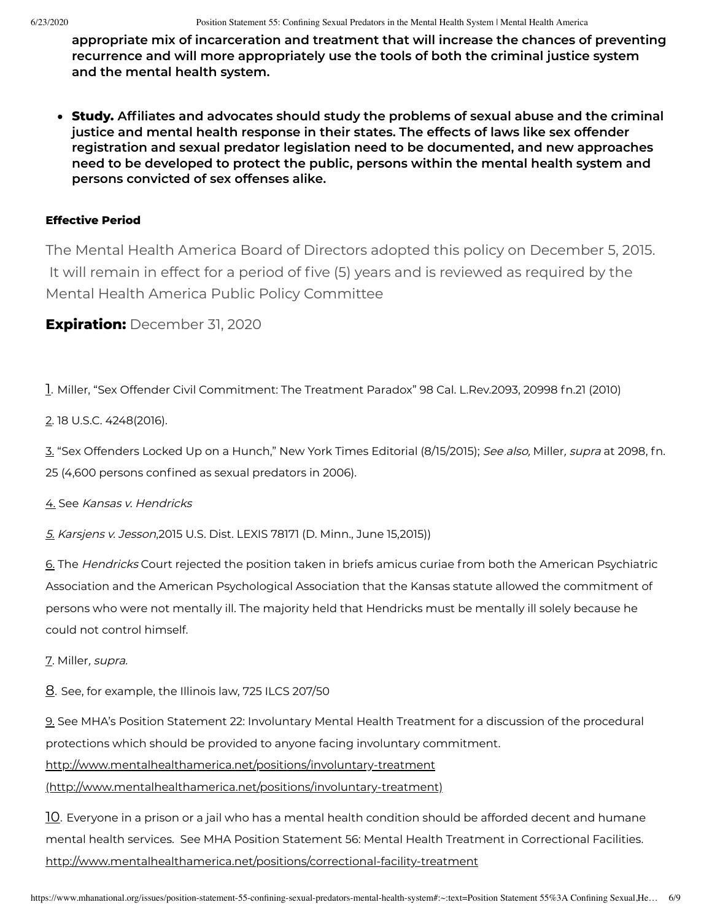**appropriate mix of incarceration and treatment that will increase the chances of preventing recurrence and will more appropriately use the tools of both the criminal justice system and the mental health system.**

- **Study. Affiliates and advocates should study the problems of sexual abuse and the criminal justice and mental health response in their states. The effects of laws like sex offender registration and sexual predator legislation need to be documented, and new approaches need to be developed to protect the public, persons within the mental health system and persons convicted of sex offenses alike.**

#### Effective Period

The Mental Health America Board of Directors adopted this policy on December 5, 2015. It will remain in effect for a period of five (5) years and is reviewed as required by the Mental Health America Public Policy Committee

### **Expiration:** December 31, 2020

1. Miller, "Sex Offender Civil Commitment: The Treatment Paradox" 98 Cal. L.Rev.2093, 20998 fn.21 (2010)

2. 18 U.S.C. 4248(2016).

3. "Sex Offenders Locked Up on a Hunch," New York Times Editorial (8/15/2015); *See also,* Miller, *supra* at 2098, fn. 25 (4,600 persons confined as sexual predators in 2006).

4. See *Kansas v. Hendricks*

5. *Karsjens v. Jesson*,2015 U.S. Dist. LEXIS 78171 (D. Minn., June 15,2015))

6. The *Hendricks* Court rejected the position taken in briefs amicus curiae from both the American Psychiatric Association and the American Psychological Association that the Kansas statute allowed the commitment of persons who were not mentally ill. The majority held that Hendricks must be mentally ill solely because he could not control himself.

7. Miller, *supra.*

8. See, for example, the Illinois law, 725 ILCS 207/50

9. See MHA's Position Statement 22: Involuntary Mental Health Treatment for a discussion of the procedural protections which should be provided to anyone facing involuntary commitment. http://www.mentalhealthamerica.net/positions/involuntary-treatment (http://www.mentalhealthamerica.net/positions/involuntary-treatment)

10. Everyone in a prison or a jail who has a mental health condition should be afforded decent and humane mental health services. See MHA Position Statement 56: Mental Health Treatment in Correctional Facilities. http://www.mentalhealthamerica.net/positions/correctional-facility-treatment